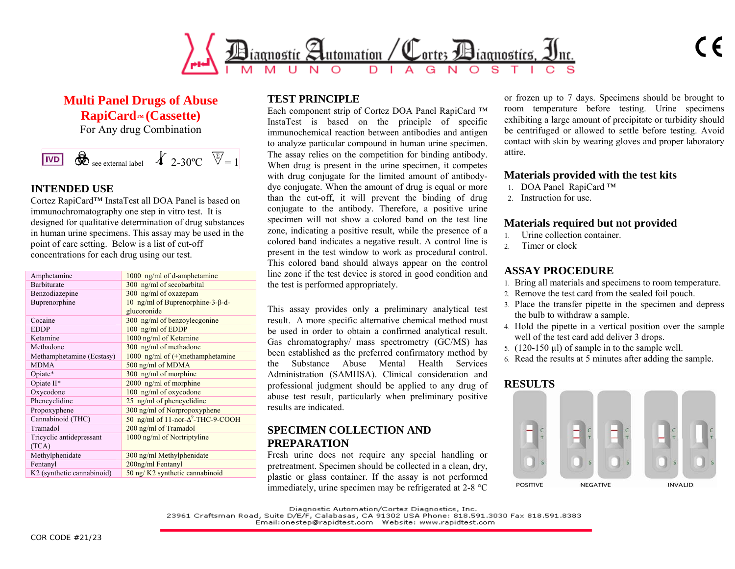Diagnostic Automation / Cortez Diagnostics, Inc.
IMMUNO DIAGNOSTICS

CE

# Multi Panel Drugs of Abuse RapiCard™ (Cassette)

For Any drug Combination

IVD | see external label | 2-30ºC | Σ = 1

## INTENDED USE

Cortez RapiCard™ InstaTest all DOA Panel is based on immunochromatography one step in vitro test. It is designed for qualitative determination of drug substances in human urine specimens. This assay may be used in the point of care setting. Below is a list of cut-off concentrations for each drug using our test.

| Drug | Cut-off |
|---|---|
| Amphetamine | 1000 ng/ml of d-amphetamine |
| Barbiturate | 300 ng/ml of secobarbital |
| Benzodiazepine | 300 ng/ml of oxazepam |
| Buprenorphine | 10 ng/ml of Buprenorphine-3-β-d-glucoronide |
| Cocaine | 300 ng/ml of benzoylecgonine |
| EDDP | 100 ng/ml of EDDP |
| Ketamine | 1000 ng/ml of Ketamine |
| Methadone | 300 ng/ml of methadone |
| Methamphetamine (Ecstasy) | 1000 ng/ml of (+)methamphetamine |
| MDMA | 500 ng/ml of MDMA |
| Opiate* | 300 ng/ml of morphine |
| Opiate II* | 2000 ng/ml of morphine |
| Oxycodone | 100 ng/ml of oxycodone |
| Phencyclidine | 25 ng/ml of phencyclidine |
| Propoxyphene | 300 ng/ml of Norpropoxyphene |
| Cannabinoid (THC) | 50 ng/ml of 11-nor-$\Delta^9$-THC-9-COOH |
| Tramadol | 200 ng/ml of Tramadol |
| Tricyclic antidepressant (TCA) | 1000 ng/ml of Nortriptyline |
| Methylphenidate | 300 ng/ml Methylphenidate |
| Fentanyl | 200ng/ml Fentanyl |
| K2 (synthetic cannabinoid) | 50 ng/ K2 synthetic cannabinoid |

## TEST PRINCIPLE

Each component strip of Cortez DOA Panel RapiCard ™ InstaTest is based on the principle of specific immunochemical reaction between antibodies and antigen to analyze particular compound in human urine specimen. The assay relies on the competition for binding antibody. When drug is present in the urine specimen, it competes with drug conjugate for the limited amount of antibody-dye conjugate. When the amount of drug is equal or more than the cut-off, it will prevent the binding of drug conjugate to the antibody. Therefore, a positive urine specimen will not show a colored band on the test line zone, indicating a positive result, while the presence of a colored band indicates a negative result. A control line is present in the test window to work as procedural control. This colored band should always appear on the control line zone if the test device is stored in good condition and the test is performed appropriately.

This assay provides only a preliminary analytical test result. A more specific alternative chemical method must be used in order to obtain a confirmed analytical result. Gas chromatography/ mass spectrometry (GC/MS) has been established as the preferred confirmatory method by the Substance Abuse Mental Health Services Administration (SAMHSA). Clinical consideration and professional judgment should be applied to any drug of abuse test result, particularly when preliminary positive results are indicated.

## SPECIMEN COLLECTION AND PREPARATION

Fresh urine does not require any special handling or pretreatment. Specimen should be collected in a clean, dry, plastic or glass container. If the assay is not performed immediately, urine specimen may be refrigerated at 2-8 °C or frozen up to 7 days. Specimens should be brought to room temperature before testing. Urine specimens exhibiting a large amount of precipitate or turbidity should be centrifuged or allowed to settle before testing. Avoid contact with skin by wearing gloves and proper laboratory attire.

## Materials provided with the test kits

1. DOA Panel RapiCard ™
2. Instruction for use.

## Materials required but not provided

1. Urine collection container.
2. Timer or clock

## ASSAY PROCEDURE

1. Bring all materials and specimens to room temperature.
2. Remove the test card from the sealed foil pouch.
3. Place the transfer pipette in the specimen and depress the bulb to withdraw a sample.
4. Hold the pipette in a vertical position over the sample well of the test card add deliver 3 drops.
5. (120-150 µl) of sample in to the sample well.
6. Read the results at 5 minutes after adding the sample.

## RESULTS

POSITIVE NEGATIVE INVALID

Diagnostic Automation/Cortez Diagnostics, Inc.
23961 Craftsman Road, Suite D/E/F, Calabasas, CA 91302 USA Phone: 818.591.3030 Fax 818.591.8383
Email:onestep@rapidtest.com Website: www.rapidtest.com

COR CODE #21/23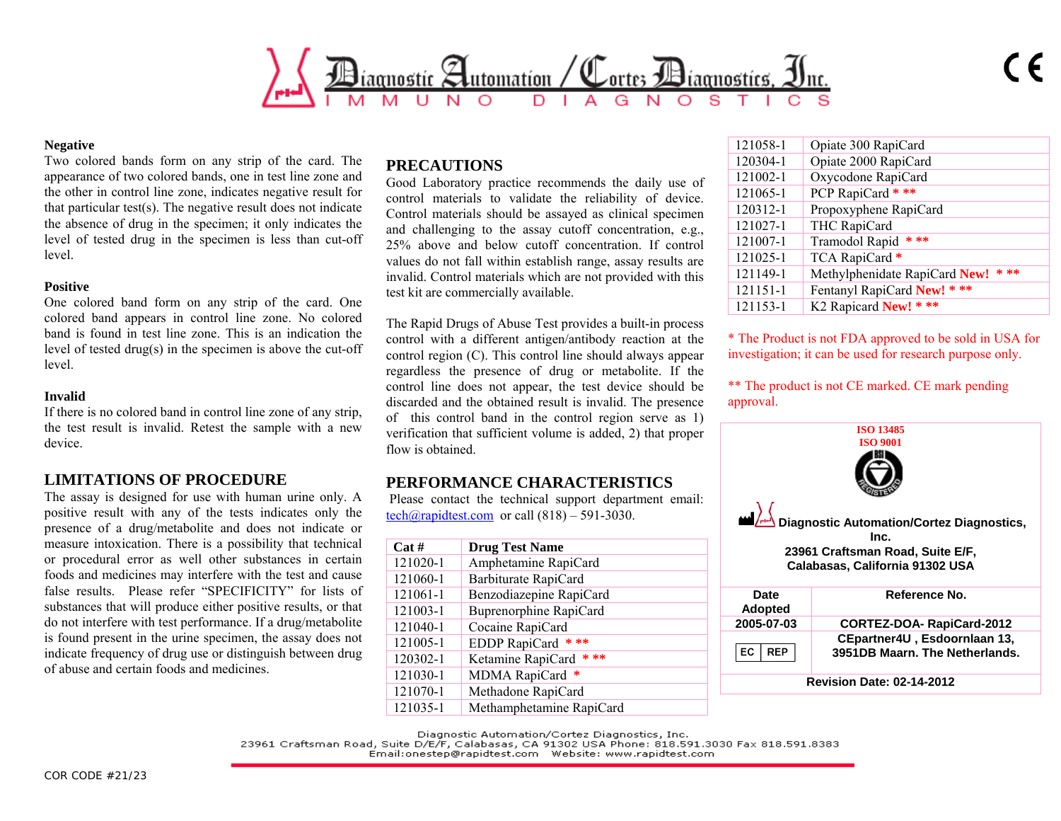**Negative**
Two colored bands form on any strip of the card. The appearance of two colored bands, one in test line zone and the other in control line zone, indicates negative result for that particular test(s). The negative result does not indicate the absence of drug in the specimen; it only indicates the level of tested drug in the specimen is less than cut-off level.

**Positive**
One colored band form on any strip of the card. One colored band appears in control line zone. No colored band is found in test line zone. This is an indication the level of tested drug(s) in the specimen is above the cut-off level.

**Invalid**
If there is no colored band in control line zone of any strip, the test result is invalid. Retest the sample with a new device.

## LIMITATIONS OF PROCEDURE

The assay is designed for use with human urine only. A positive result with any of the tests indicates only the presence of a drug/metabolite and does not indicate or measure intoxication. There is a possibility that technical or procedural error as well other substances in certain foods and medicines may interfere with the test and cause false results. Please refer "SPECIFICITY" for lists of substances that will produce either positive results, or that do not interfere with test performance. If a drug/metabolite is found present in the urine specimen, the assay does not indicate frequency of drug use or distinguish between drug of abuse and certain foods and medicines.

## PRECAUTIONS

Good Laboratory practice recommends the daily use of control materials to validate the reliability of device. Control materials should be assayed as clinical specimen and challenging to the assay cutoff concentration, e.g., 25% above and below cutoff concentration. If control values do not fall within establish range, assay results are invalid. Control materials which are not provided with this test kit are commercially available.

The Rapid Drugs of Abuse Test provides a built-in process control with a different antigen/antibody reaction at the control region (C). This control line should always appear regardless the presence of drug or metabolite. If the control line does not appear, the test device should be discarded and the obtained result is invalid. The presence of this control band in the control region serve as 1) verification that sufficient volume is added, 2) that proper flow is obtained.

## PERFORMANCE CHARACTERISTICS

Please contact the technical support department email: tech@rapidtest.com or call (818) – 591-3030.

| Cat # | Drug Test Name |
|---|---|
| 121020-1 | Amphetamine RapiCard |
| 121060-1 | Barbiturate RapiCard |
| 121061-1 | Benzodiazepine RapiCard |
| 121003-1 | Buprenorphine RapiCard |
| 121040-1 | Cocaine RapiCard |
| 121005-1 | EDDP RapiCard * ** |
| 120302-1 | Ketamine RapiCard * ** |
| 121030-1 | MDMA RapiCard * |
| 121070-1 | Methadone RapiCard |
| 121035-1 | Methamphetamine RapiCard |
| 121058-1 | Opiate 300 RapiCard |
| 120304-1 | Opiate 2000 RapiCard |
| 121002-1 | Oxycodone RapiCard |
| 121065-1 | PCP RapiCard * ** |
| 120312-1 | Propoxyphene RapiCard |
| 121027-1 | THC RapiCard |
| 121007-1 | Tramodol Rapid * ** |
| 121025-1 | TCA RapiCard * |
| 121149-1 | Methylphenidate RapiCard **New!** * ** |
| 121151-1 | Fentanyl RapiCard **New!** * ** |
| 121153-1 | K2 Rapicard **New!** * ** |

* The Product is not FDA approved to be sold in USA for investigation; it can be used for research purpose only.

** The product is not CE marked. CE mark pending approval.

**ISO 13485**
**ISO 9001**

**Diagnostic Automation/Cortez Diagnostics, Inc.**
**23961 Craftsman Road, Suite E/F,**
**Calabasas, California 91302 USA**

| Date Adopted | Reference No. |
|---|---|
| 2005-07-03 | CORTEZ-DOA- RapiCard-2012 |
| EC REP | CEpartner4U , Esdoornlaan 13, 3951DB Maarn. The Netherlands. |

**Revision Date: 02-14-2012**

Diagnostic Automation/Cortez Diagnostics, Inc.
23961 Craftsman Road, Suite D/E/F, Calabasas, CA 91302 USA Phone: 818.591.3030 Fax 818.591.8383
Email:onestep@rapidtest.com Website: www.rapidtest.com

COR CODE #21/23